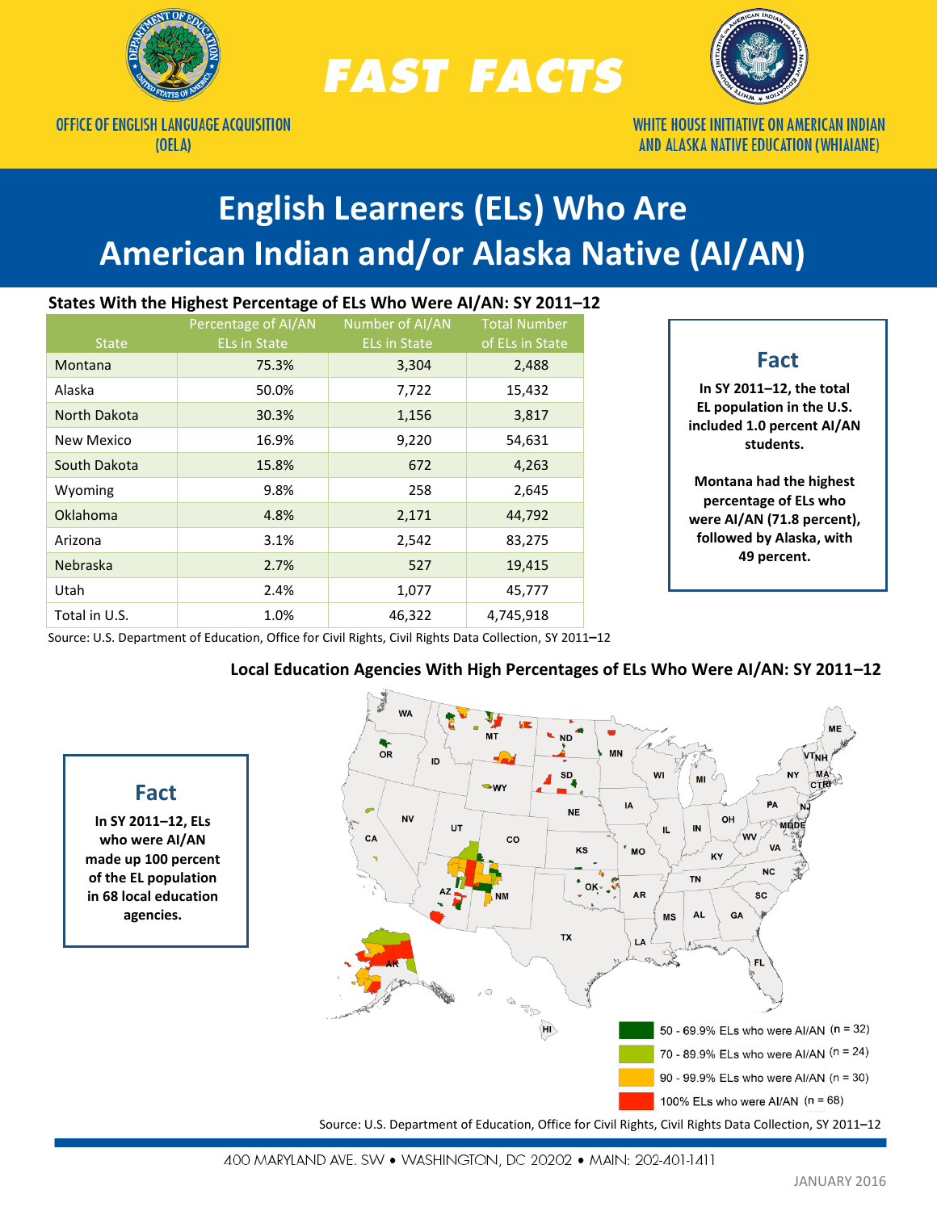FAST FACTS

OFFICE OF ENGLISH LANGUAGE ACQUISITION (OELA)

WHITE HOUSE INITIATIVE ON AMERICAN INDIAN AND ALASKA NATIVE EDUCATION (WHIAIANE)

# English Learners (ELs) Who Are American Indian and/or Alaska Native (AI/AN)

### States With the Highest Percentage of ELs Who Were AI/AN: SY 2011–12

| State | Percentage of AI/AN ELs in State | Number of AI/AN ELs in State | Total Number of ELs in State |
|---|---|---|---|
| Montana | 75.3% | 3,304 | 2,488 |
| Alaska | 50.0% | 7,722 | 15,432 |
| North Dakota | 30.3% | 1,156 | 3,817 |
| New Mexico | 16.9% | 9,220 | 54,631 |
| South Dakota | 15.8% | 672 | 4,263 |
| Wyoming | 9.8% | 258 | 2,645 |
| Oklahoma | 4.8% | 2,171 | 44,792 |
| Arizona | 3.1% | 2,542 | 83,275 |
| Nebraska | 2.7% | 527 | 19,415 |
| Utah | 2.4% | 1,077 | 45,777 |
| Total in U.S. | 1.0% | 46,322 | 4,745,918 |

Source: U.S. Department of Education, Office for Civil Rights, Civil Rights Data Collection, SY 2011–12

**Fact**

**In SY 2011–12, the total EL population in the U.S. included 1.0 percent AI/AN students.**

**Montana had the highest percentage of ELs who were AI/AN (71.8 percent), followed by Alaska, with 49 percent.**

### Local Education Agencies With High Percentages of ELs Who Were AI/AN: SY 2011–12

- 50 - 69.9% ELs who were AI/AN (n = 32)
- 70 - 89.9% ELs who were AI/AN (n = 24)
- 90 - 99.9% ELs who were AI/AN (n = 30)
- 100% ELs who were AI/AN (n = 68)

Source: U.S. Department of Education, Office for Civil Rights, Civil Rights Data Collection, SY 2011–12

**Fact**

**In SY 2011–12, ELs who were AI/AN made up 100 percent of the EL population in 68 local education agencies.**

400 MARYLAND AVE. SW • WASHINGTON, DC 20202 • MAIN: 202-401-1411

JANUARY 2016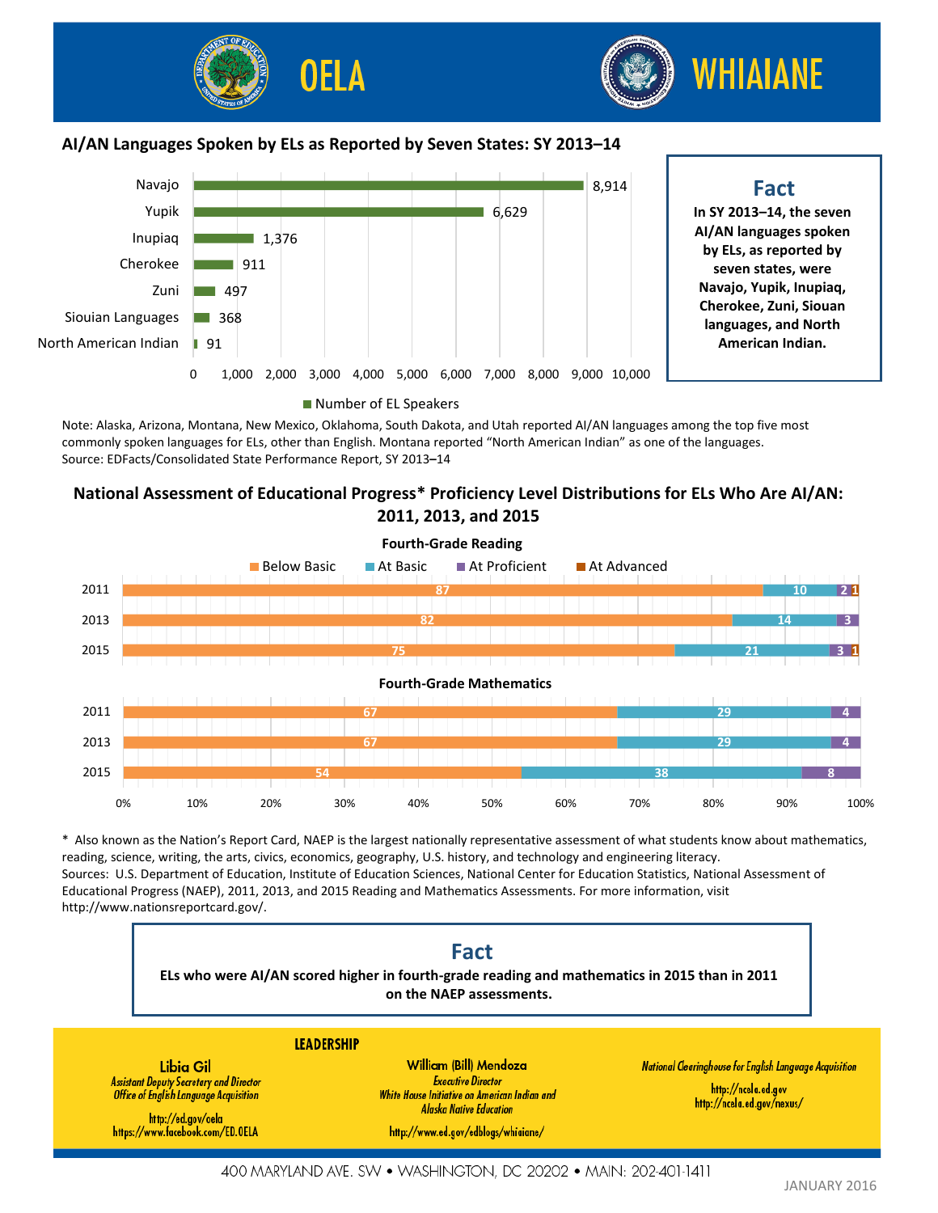OELA

WHIAIANE

## AI/AN Languages Spoken by ELs as Reported by Seven States: SY 2013–14

Navajo 8,914
Yupik 6,629
Inupiaq 1,376
Cherokee 911
Zuni 497
Siouian Languages 368
North American Indian 91

0 1,000 2,000 3,000 4,000 5,000 6,000 7,000 8,000 9,000 10,000

Number of EL Speakers

### Fact

**In SY 2013–14, the seven AI/AN languages spoken by ELs, as reported by seven states, were Navajo, Yupik, Inupiaq, Cherokee, Zuni, Siouan languages, and North American Indian.**

Note: Alaska, Arizona, Montana, New Mexico, Oklahoma, South Dakota, and Utah reported AI/AN languages among the top five most commonly spoken languages for ELs, other than English. Montana reported "North American Indian" as one of the languages.
Source: EDFacts/Consolidated State Performance Report, SY 2013–14

## National Assessment of Educational Progress* Proficiency Level Distributions for ELs Who Are AI/AN: 2011, 2013, and 2015

**Fourth-Grade Reading**

Below Basic, At Basic, At Proficient, At Advanced

2011: 87, 10, 2, 1
2013: 82, 14, 3
2015: 75, 21, 3, 1

**Fourth-Grade Mathematics**

2011: 67, 29, 4
2013: 67, 29, 4
2015: 54, 38, 8

0% 10% 20% 30% 40% 50% 60% 70% 80% 90% 100%

* Also known as the Nation's Report Card, NAEP is the largest nationally representative assessment of what students know about mathematics, reading, science, writing, the arts, civics, economics, geography, U.S. history, and technology and engineering literacy.
Sources: U.S. Department of Education, Institute of Education Sciences, National Center for Education Statistics, National Assessment of Educational Progress (NAEP), 2011, 2013, and 2015 Reading and Mathematics Assessments. For more information, visit http://www.nationsreportcard.gov/.

### Fact

**ELs who were AI/AN scored higher in fourth-grade reading and mathematics in 2015 than in 2011 on the NAEP assessments.**

**LEADERSHIP**

**Libia Gil**
*Assistant Deputy Secretary and Director*
*Office of English Language Acquisition*
http://ed.gov/oela
https://www.facebook.com/ED.OELA

**William (Bill) Mendoza**
*Executive Director*
*White House Initiative on American Indian and Alaska Native Education*
http://www.ed.gov/edblogs/whiaiane/

*National Clearinghouse for English Language Acquisition*
http://ncela.ed.gov
http://ncela.ed.gov/nexus/

400 MARYLAND AVE. SW • WASHINGTON, DC 20202 • MAIN: 202-401-1411

JANUARY 2016